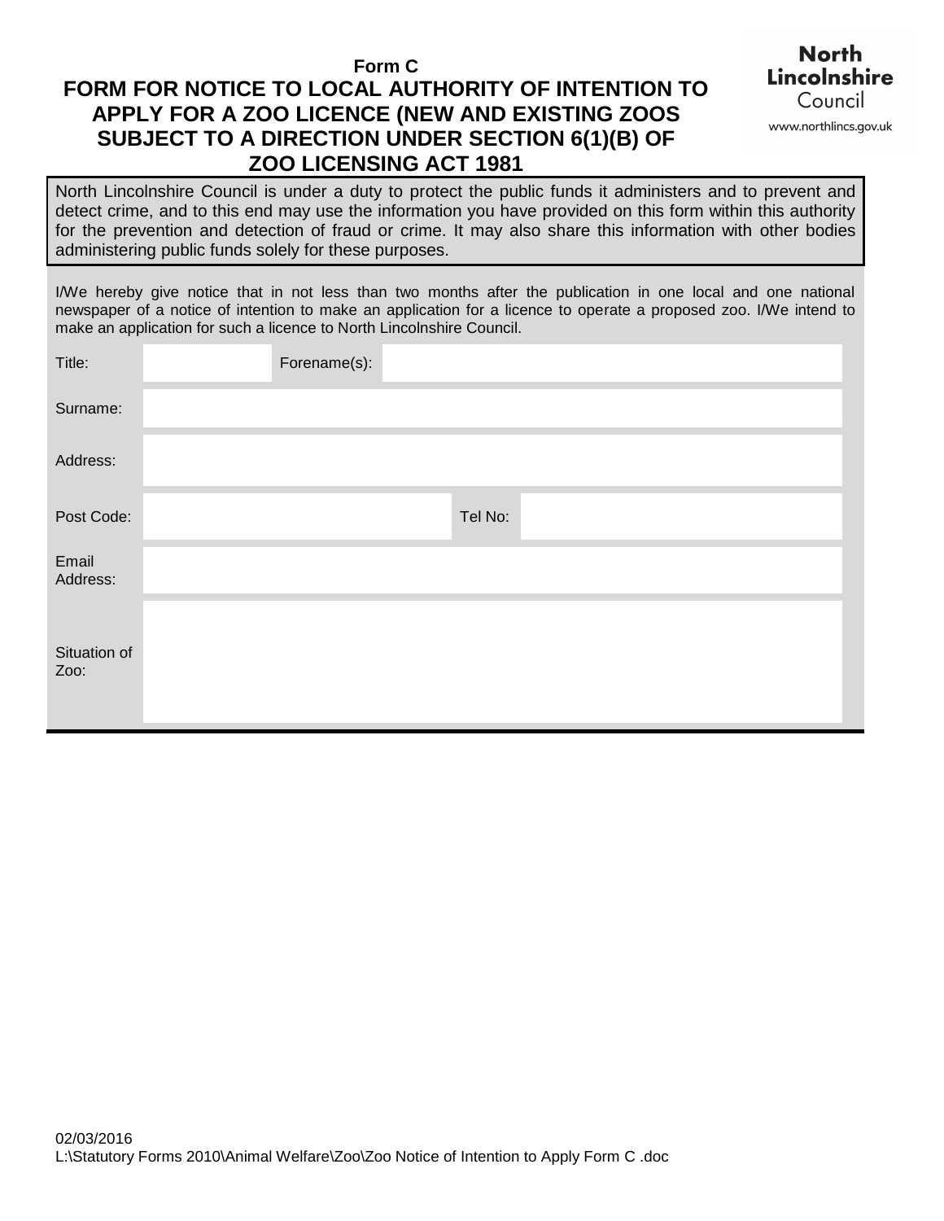**Form C**

# FORM FOR NOTICE TO LOCAL AUTHORITY OF INTENTION TO APPLY FOR A ZOO LICENCE (NEW AND EXISTING ZOOS SUBJECT TO A DIRECTION UNDER SECTION 6(1)(B) OF ZOO LICENSING ACT 1981

North Lincolnshire Council

www.northlincs.gov.uk

North Lincolnshire Council is under a duty to protect the public funds it administers and to prevent and detect crime, and to this end may use the information you have provided on this form within this authority for the prevention and detection of fraud or crime. It may also share this information with other bodies administering public funds solely for these purposes.

I/We hereby give notice that in not less than two months after the publication in one local and one national newspaper of a notice of intention to make an application for a licence to operate a proposed zoo. I/We intend to make an application for such a licence to North Lincolnshire Council.

| | | | |
|---|---|---|---|
| Title: | | Forename(s): | |
| Surname: | | | |
| Address: | | | |
| Post Code: | | Tel No: | |
| Email Address: | | | |
| Situation of Zoo: | | | |

02/03/2016
L:\Statutory Forms 2010\Animal Welfare\Zoo\Zoo Notice of Intention to Apply Form C .doc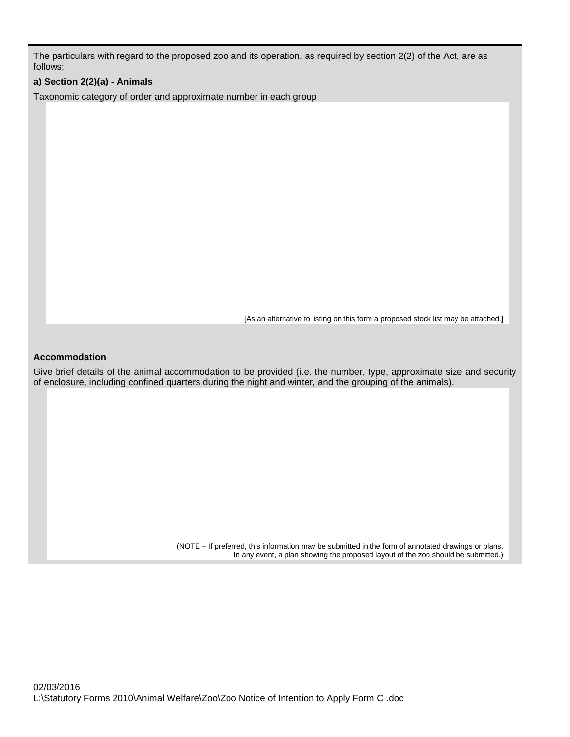The particulars with regard to the proposed zoo and its operation, as required by section 2(2) of the Act, are as follows:

**a) Section 2(2)(a) - Animals**

Taxonomic category of order and approximate number in each group

[As an alternative to listing on this form a proposed stock list may be attached.]

**Accommodation**

Give brief details of the animal accommodation to be provided (i.e. the number, type, approximate size and security of enclosure, including confined quarters during the night and winter, and the grouping of the animals).

(NOTE – If preferred, this information may be submitted in the form of annotated drawings or plans. In any event, a plan showing the proposed layout of the zoo should be submitted.)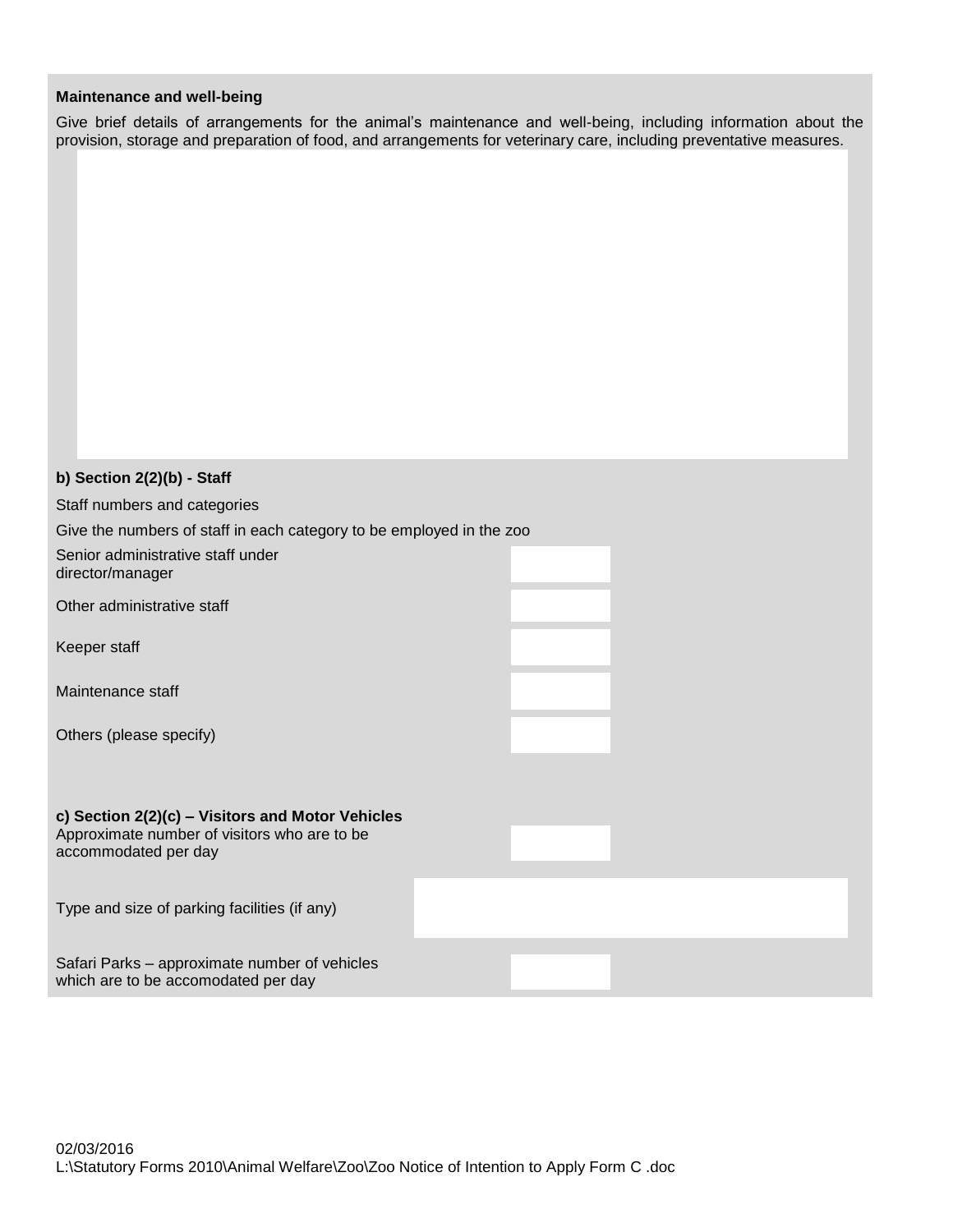**Maintenance and well-being**

Give brief details of arrangements for the animal's maintenance and well-being, including information about the provision, storage and preparation of food, and arrangements for veterinary care, including preventative measures.

**b) Section 2(2)(b) - Staff**

Staff numbers and categories

Give the numbers of staff in each category to be employed in the zoo

| | |
|---|---|
| Senior administrative staff under director/manager | |
| Other administrative staff | |
| Keeper staff | |
| Maintenance staff | |
| Others (please specify) | |

**c) Section 2(2)(c) – Visitors and Motor Vehicles**

| | |
|---|---|
| Approximate number of visitors who are to be accommodated per day | |
| Type and size of parking facilities (if any) | |
| Safari Parks – approximate number of vehicles which are to be accomodated per day | |

02/03/2016
L:\Statutory Forms 2010\Animal Welfare\Zoo\Zoo Notice of Intention to Apply Form C .doc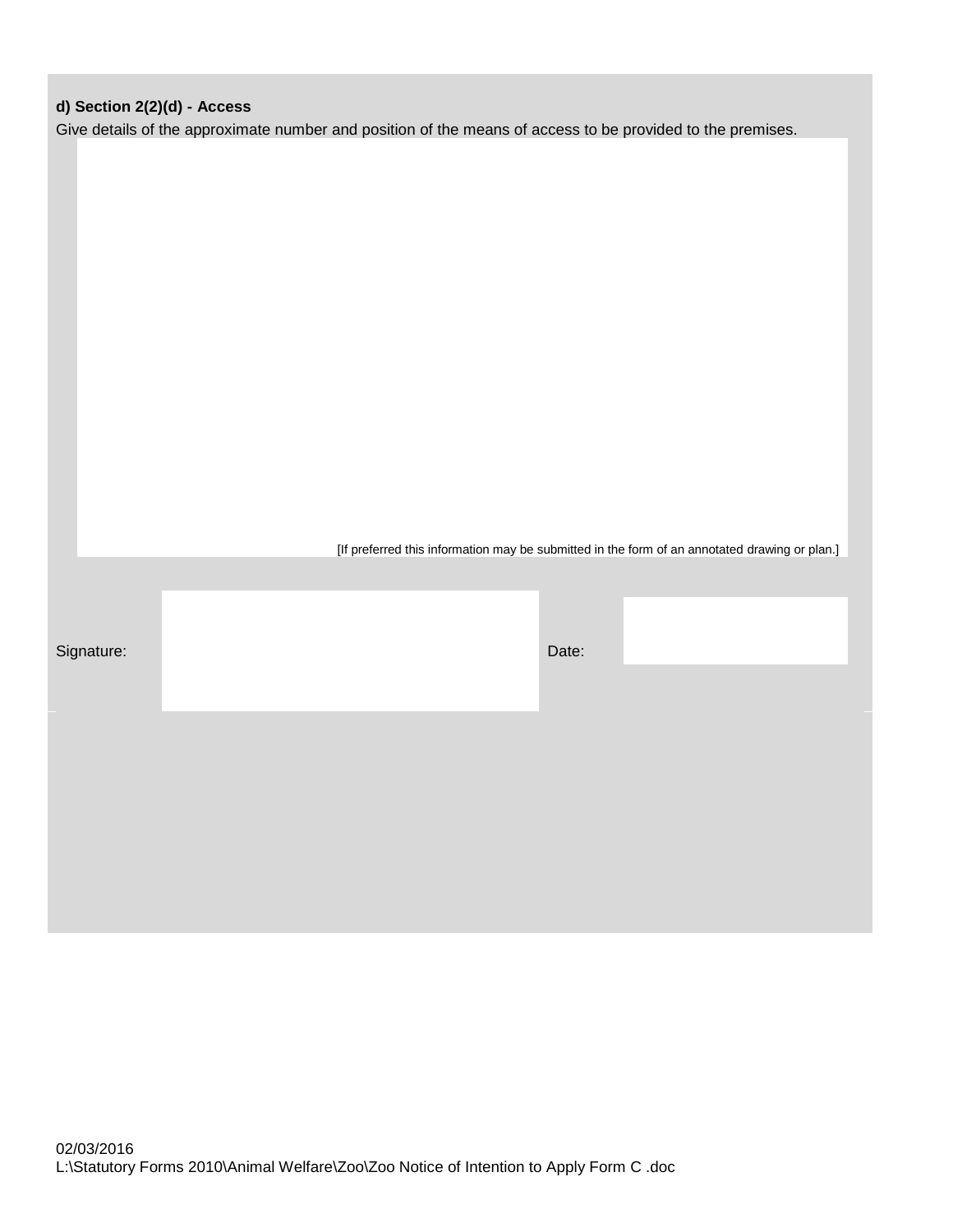**d) Section 2(2)(d) - Access**

Give details of the approximate number and position of the means of access to be provided to the premises.

[If preferred this information may be submitted in the form of an annotated drawing or plan.]

Signature: 

Date: 

02/03/2016
L:\Statutory Forms 2010\Animal Welfare\Zoo\Zoo Notice of Intention to Apply Form C .doc